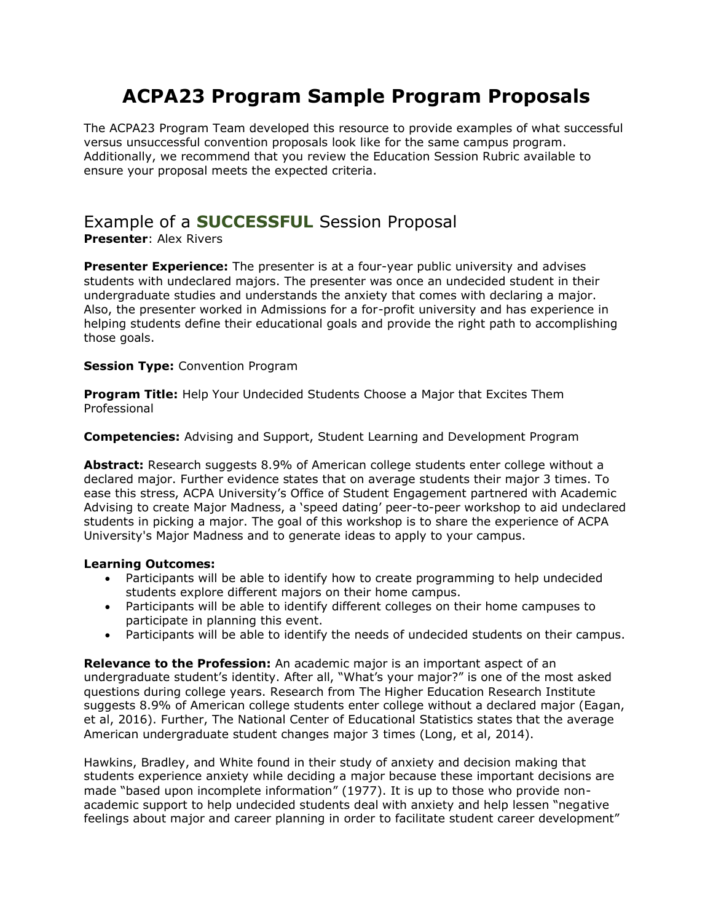# ACPA23 Program Sample Program Proposals

The ACPA23 Program Team developed this resource to provide examples of what successful versus unsuccessful convention proposals look like for the same campus program. Additionally, we recommend that you review the Education Session Rubric available to ensure your proposal meets the expected criteria.

## Example of a **SUCCESSFUL** Session Proposal

**Presenter**: Alex Rivers

**Presenter Experience:** The presenter is at a four-year public university and advises students with undeclared majors. The presenter was once an undecided student in their undergraduate studies and understands the anxiety that comes with declaring a major. Also, the presenter worked in Admissions for a for-profit university and has experience in helping students define their educational goals and provide the right path to accomplishing those goals.

**Session Type:** Convention Program

**Program Title:** Help Your Undecided Students Choose a Major that Excites Them Professional

**Competencies:** Advising and Support, Student Learning and Development Program

**Abstract:** Research suggests 8.9% of American college students enter college without a declared major. Further evidence states that on average students their major 3 times. To ease this stress, ACPA University's Office of Student Engagement partnered with Academic Advising to create Major Madness, a 'speed dating' peer-to-peer workshop to aid undeclared students in picking a major. The goal of this workshop is to share the experience of ACPA University's Major Madness and to generate ideas to apply to your campus.

**Learning Outcomes:**

- Participants will be able to identify how to create programming to help undecided students explore different majors on their home campus.
- Participants will be able to identify different colleges on their home campuses to participate in planning this event.
- Participants will be able to identify the needs of undecided students on their campus.

**Relevance to the Profession:** An academic major is an important aspect of an undergraduate student's identity. After all, "What's your major?" is one of the most asked questions during college years. Research from The Higher Education Research Institute suggests 8.9% of American college students enter college without a declared major (Eagan, et al, 2016). Further, The National Center of Educational Statistics states that the average American undergraduate student changes major 3 times (Long, et al, 2014).

Hawkins, Bradley, and White found in their study of anxiety and decision making that students experience anxiety while deciding a major because these important decisions are made "based upon incomplete information" (1977). It is up to those who provide non-academic support to help undecided students deal with anxiety and help lessen "negative feelings about major and career planning in order to facilitate student career development"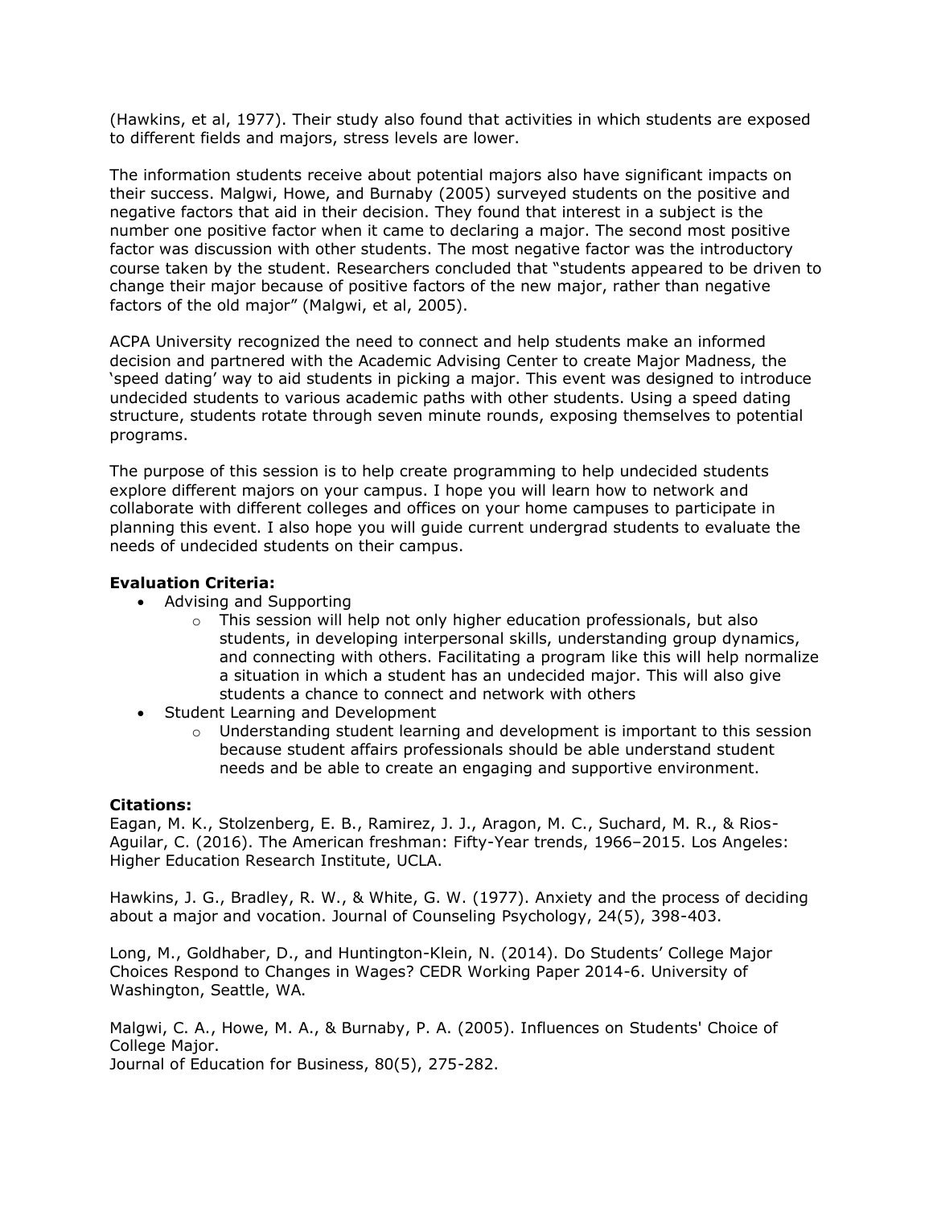(Hawkins, et al, 1977). Their study also found that activities in which students are exposed to different fields and majors, stress levels are lower.

The information students receive about potential majors also have significant impacts on their success. Malgwi, Howe, and Burnaby (2005) surveyed students on the positive and negative factors that aid in their decision. They found that interest in a subject is the number one positive factor when it came to declaring a major. The second most positive factor was discussion with other students. The most negative factor was the introductory course taken by the student. Researchers concluded that "students appeared to be driven to change their major because of positive factors of the new major, rather than negative factors of the old major" (Malgwi, et al, 2005).

ACPA University recognized the need to connect and help students make an informed decision and partnered with the Academic Advising Center to create Major Madness, the 'speed dating' way to aid students in picking a major. This event was designed to introduce undecided students to various academic paths with other students. Using a speed dating structure, students rotate through seven minute rounds, exposing themselves to potential programs.

The purpose of this session is to help create programming to help undecided students explore different majors on your campus. I hope you will learn how to network and collaborate with different colleges and offices on your home campuses to participate in planning this event. I also hope you will guide current undergrad students to evaluate the needs of undecided students on their campus.

**Evaluation Criteria:**

- Advising and Supporting
  - This session will help not only higher education professionals, but also students, in developing interpersonal skills, understanding group dynamics, and connecting with others. Facilitating a program like this will help normalize a situation in which a student has an undecided major. This will also give students a chance to connect and network with others
- Student Learning and Development
  - Understanding student learning and development is important to this session because student affairs professionals should be able understand student needs and be able to create an engaging and supportive environment.

**Citations:**

Eagan, M. K., Stolzenberg, E. B., Ramirez, J. J., Aragon, M. C., Suchard, M. R., & Rios-Aguilar, C. (2016). The American freshman: Fifty-Year trends, 1966–2015. Los Angeles: Higher Education Research Institute, UCLA.

Hawkins, J. G., Bradley, R. W., & White, G. W. (1977). Anxiety and the process of deciding about a major and vocation. Journal of Counseling Psychology, 24(5), 398-403.

Long, M., Goldhaber, D., and Huntington-Klein, N. (2014). Do Students' College Major Choices Respond to Changes in Wages? CEDR Working Paper 2014-6. University of Washington, Seattle, WA.

Malgwi, C. A., Howe, M. A., & Burnaby, P. A. (2005). Influences on Students' Choice of College Major.
Journal of Education for Business, 80(5), 275-282.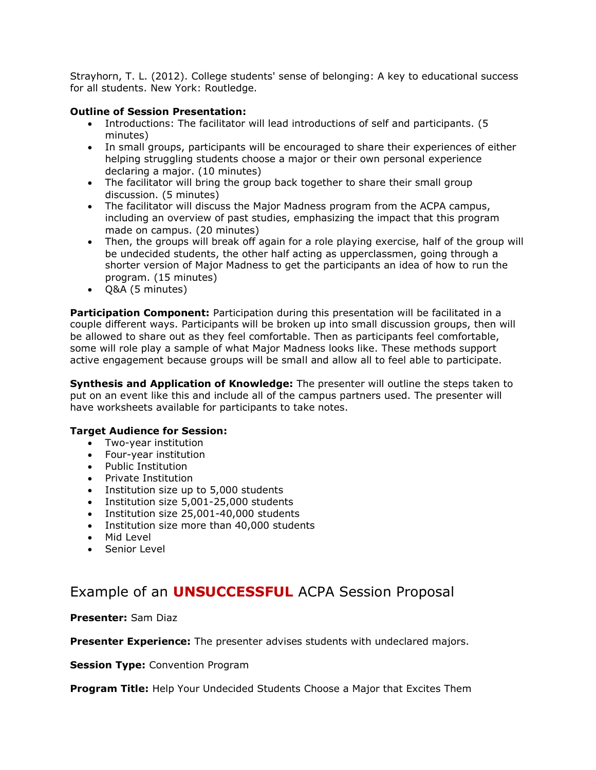Strayhorn, T. L. (2012). College students' sense of belonging: A key to educational success for all students. New York: Routledge.

**Outline of Session Presentation:**

- Introductions: The facilitator will lead introductions of self and participants. (5 minutes)
- In small groups, participants will be encouraged to share their experiences of either helping struggling students choose a major or their own personal experience declaring a major. (10 minutes)
- The facilitator will bring the group back together to share their small group discussion. (5 minutes)
- The facilitator will discuss the Major Madness program from the ACPA campus, including an overview of past studies, emphasizing the impact that this program made on campus. (20 minutes)
- Then, the groups will break off again for a role playing exercise, half of the group will be undecided students, the other half acting as upperclassmen, going through a shorter version of Major Madness to get the participants an idea of how to run the program. (15 minutes)
- Q&A (5 minutes)

**Participation Component:** Participation during this presentation will be facilitated in a couple different ways. Participants will be broken up into small discussion groups, then will be allowed to share out as they feel comfortable. Then as participants feel comfortable, some will role play a sample of what Major Madness looks like. These methods support active engagement because groups will be small and allow all to feel able to participate.

**Synthesis and Application of Knowledge:** The presenter will outline the steps taken to put on an event like this and include all of the campus partners used. The presenter will have worksheets available for participants to take notes.

**Target Audience for Session:**

- Two-year institution
- Four-year institution
- Public Institution
- Private Institution
- Institution size up to 5,000 students
- Institution size 5,001-25,000 students
- Institution size 25,001-40,000 students
- Institution size more than 40,000 students
- Mid Level
- Senior Level

## Example of an **UNSUCCESSFUL** ACPA Session Proposal

**Presenter:** Sam Diaz

**Presenter Experience:** The presenter advises students with undeclared majors.

**Session Type:** Convention Program

**Program Title:** Help Your Undecided Students Choose a Major that Excites Them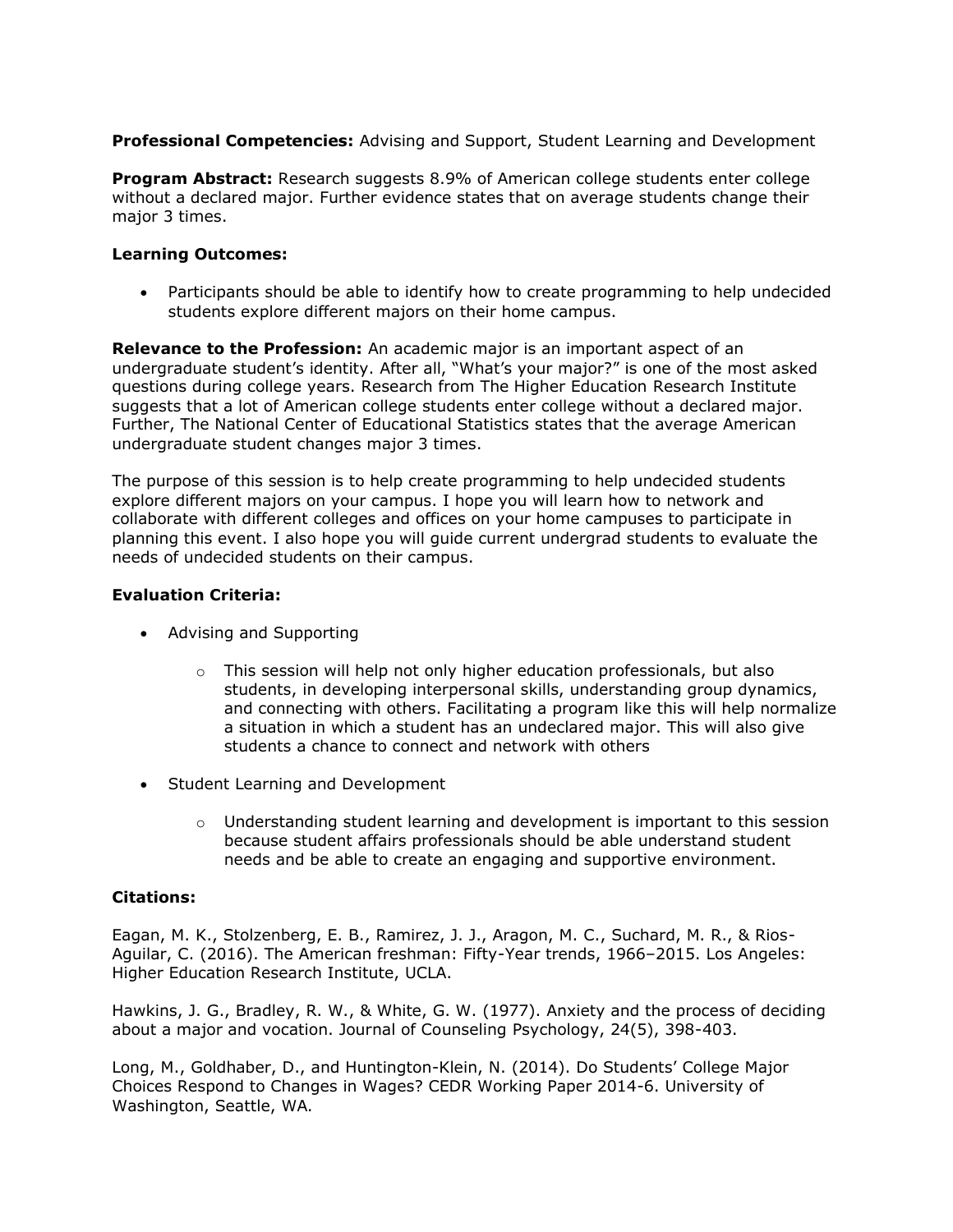**Professional Competencies:** Advising and Support, Student Learning and Development

**Program Abstract:** Research suggests 8.9% of American college students enter college without a declared major. Further evidence states that on average students change their major 3 times.

**Learning Outcomes:**

- Participants should be able to identify how to create programming to help undecided students explore different majors on their home campus.

**Relevance to the Profession:** An academic major is an important aspect of an undergraduate student's identity. After all, "What's your major?" is one of the most asked questions during college years. Research from The Higher Education Research Institute suggests that a lot of American college students enter college without a declared major. Further, The National Center of Educational Statistics states that the average American undergraduate student changes major 3 times.

The purpose of this session is to help create programming to help undecided students explore different majors on your campus. I hope you will learn how to network and collaborate with different colleges and offices on your home campuses to participate in planning this event. I also hope you will guide current undergrad students to evaluate the needs of undecided students on their campus.

**Evaluation Criteria:**

- Advising and Supporting
    - This session will help not only higher education professionals, but also students, in developing interpersonal skills, understanding group dynamics, and connecting with others. Facilitating a program like this will help normalize a situation in which a student has an undeclared major. This will also give students a chance to connect and network with others
- Student Learning and Development
    - Understanding student learning and development is important to this session because student affairs professionals should be able understand student needs and be able to create an engaging and supportive environment.

**Citations:**

Eagan, M. K., Stolzenberg, E. B., Ramirez, J. J., Aragon, M. C., Suchard, M. R., & Rios-Aguilar, C. (2016). The American freshman: Fifty-Year trends, 1966–2015. Los Angeles: Higher Education Research Institute, UCLA.

Hawkins, J. G., Bradley, R. W., & White, G. W. (1977). Anxiety and the process of deciding about a major and vocation. Journal of Counseling Psychology, 24(5), 398-403.

Long, M., Goldhaber, D., and Huntington-Klein, N. (2014). Do Students' College Major Choices Respond to Changes in Wages? CEDR Working Paper 2014-6. University of Washington, Seattle, WA.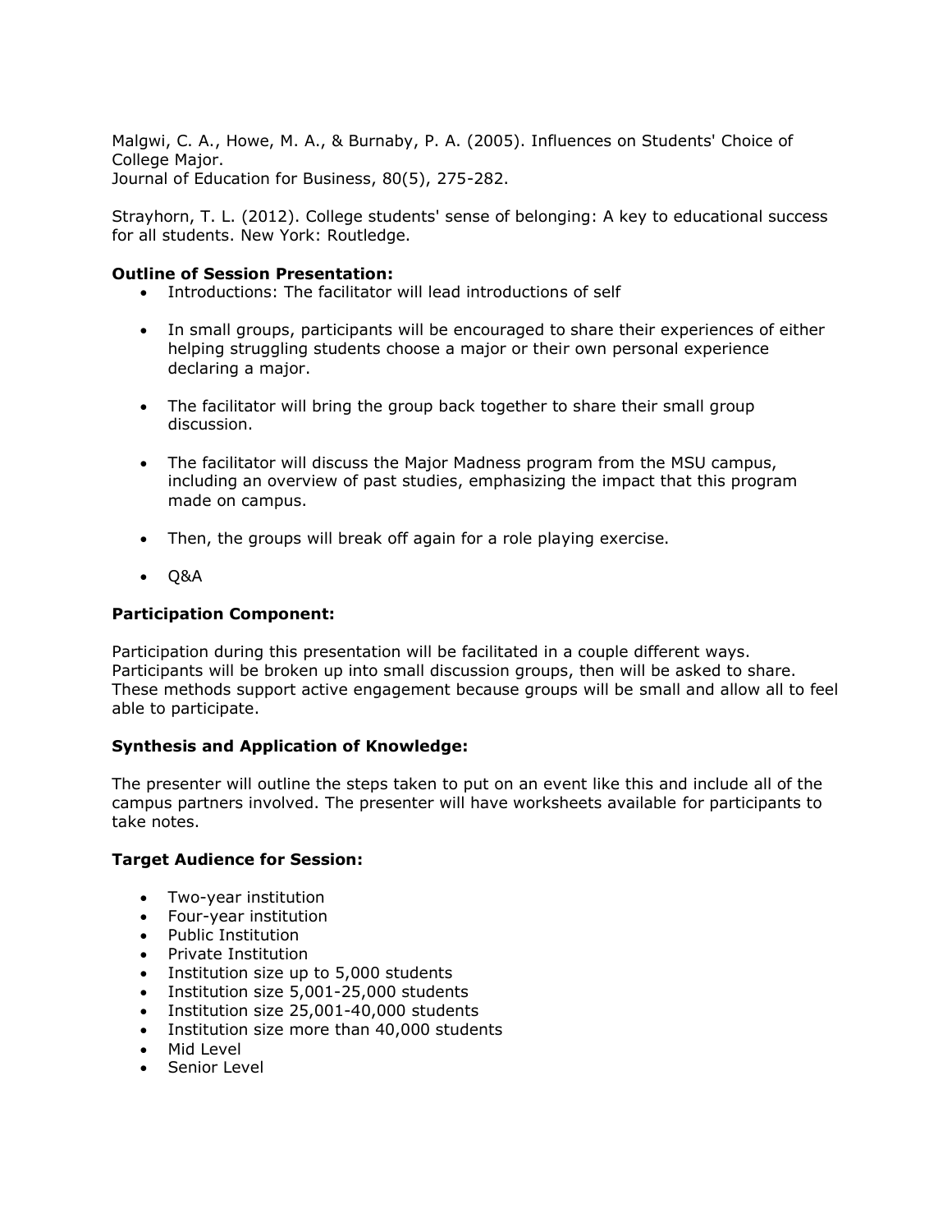Malgwi, C. A., Howe, M. A., & Burnaby, P. A. (2005). Influences on Students' Choice of College Major.
Journal of Education for Business, 80(5), 275-282.

Strayhorn, T. L. (2012). College students' sense of belonging: A key to educational success for all students. New York: Routledge.

**Outline of Session Presentation:**

- Introductions: The facilitator will lead introductions of self
- In small groups, participants will be encouraged to share their experiences of either helping struggling students choose a major or their own personal experience declaring a major.
- The facilitator will bring the group back together to share their small group discussion.
- The facilitator will discuss the Major Madness program from the MSU campus, including an overview of past studies, emphasizing the impact that this program made on campus.
- Then, the groups will break off again for a role playing exercise.
- Q&A

**Participation Component:**

Participation during this presentation will be facilitated in a couple different ways. Participants will be broken up into small discussion groups, then will be asked to share. These methods support active engagement because groups will be small and allow all to feel able to participate.

**Synthesis and Application of Knowledge:**

The presenter will outline the steps taken to put on an event like this and include all of the campus partners involved. The presenter will have worksheets available for participants to take notes.

**Target Audience for Session:**

- Two-year institution
- Four-year institution
- Public Institution
- Private Institution
- Institution size up to 5,000 students
- Institution size 5,001-25,000 students
- Institution size 25,001-40,000 students
- Institution size more than 40,000 students
- Mid Level
- Senior Level